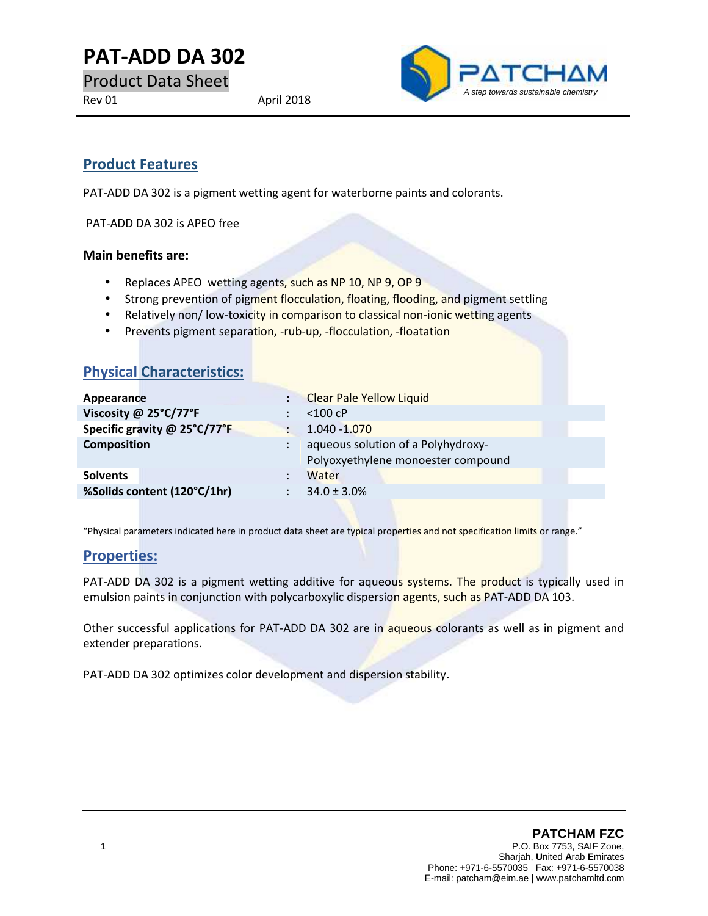# PAT-ADD DA 302

Product Data Sheet

Rev 01 April 2018

PATCHAM

*A step towards sustainable chemistry*

## Product Features

PAT-ADD DA 302 is a pigment wetting agent for waterborne paints and colorants.

PAT-ADD DA 302 is APEO free

**Main benefits are:**

- Replaces APEO wetting agents, such as NP 10, NP 9, OP 9
- Strong prevention of pigment flocculation, floating, flooding, and pigment settling
- Relatively non/ low-toxicity in comparison to classical non-ionic wetting agents
- Prevents pigment separation, -rub-up, -flocculation, -floatation

## Physical Characteristics:

| | | |
|---|---|---|
| **Appearance** | : | Clear Pale Yellow Liquid |
| **Viscosity @ 25°C/77°F** | : | <100 cP |
| **Specific gravity @ 25°C/77°F** | : | 1.040 -1.070 |
| **Composition** | : | aqueous solution of a Polyhydroxy-Polyoxyethylene monoester compound |
| **Solvents** | : | Water |
| **%Solids content (120°C/1hr)** | : | 34.0 ± 3.0% |

"Physical parameters indicated here in product data sheet are typical properties and not specification limits or range."

## Properties:

PAT-ADD DA 302 is a pigment wetting additive for aqueous systems. The product is typically used in emulsion paints in conjunction with polycarboxylic dispersion agents, such as PAT-ADD DA 103.

Other successful applications for PAT-ADD DA 302 are in aqueous colorants as well as in pigment and extender preparations.

PAT-ADD DA 302 optimizes color development and dispersion stability.

**PATCHAM FZC**
P.O. Box 7753, SAIF Zone,
Sharjah, **U**nited **A**rab **E**mirates
Phone: +971-6-5570035 Fax: +971-6-5570038
E-mail: patcham@eim.ae | www.patchamltd.com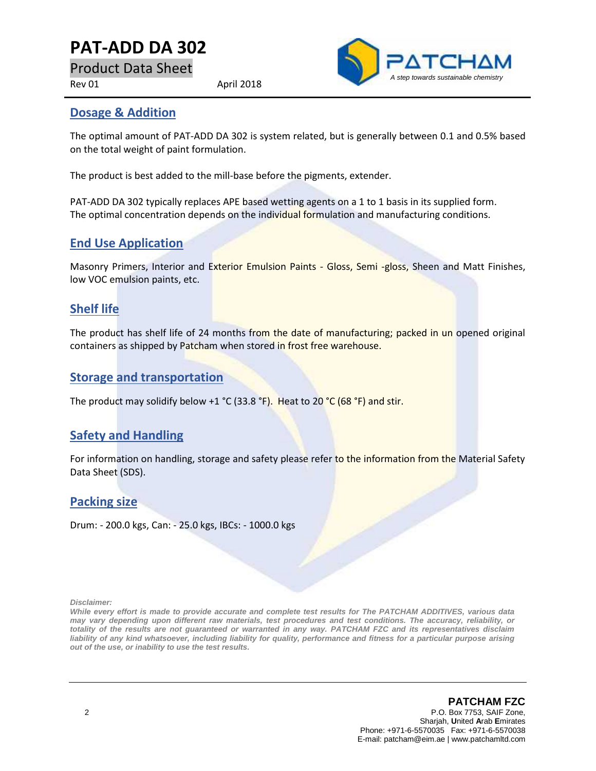## Dosage & Addition

The optimal amount of PAT-ADD DA 302 is system related, but is generally between 0.1 and 0.5% based on the total weight of paint formulation.

The product is best added to the mill-base before the pigments, extender.

PAT-ADD DA 302 typically replaces APE based wetting agents on a 1 to 1 basis in its supplied form. The optimal concentration depends on the individual formulation and manufacturing conditions.

## End Use Application

Masonry Primers, Interior and Exterior Emulsion Paints - Gloss, Semi -gloss, Sheen and Matt Finishes, low VOC emulsion paints, etc.

## Shelf life

The product has shelf life of 24 months from the date of manufacturing; packed in un opened original containers as shipped by Patcham when stored in frost free warehouse.

## Storage and transportation

The product may solidify below +1 °C (33.8 °F). Heat to 20 °C (68 °F) and stir.

## Safety and Handling

For information on handling, storage and safety please refer to the information from the Material Safety Data Sheet (SDS).

## Packing size

Drum: - 200.0 kgs, Can: - 25.0 kgs, IBCs: - 1000.0 kgs

***Disclaimer:***

***While every effort is made to provide accurate and complete test results for The PATCHAM ADDITIVES, various data may vary depending upon different raw materials, test procedures and test conditions. The accuracy, reliability, or totality of the results are not guaranteed or warranted in any way. PATCHAM FZC and its representatives disclaim liability of any kind whatsoever, including liability for quality, performance and fitness for a particular purpose arising out of the use, or inability to use the test results.***

**PATCHAM FZC**
P.O. Box 7753, SAIF Zone,
Sharjah, **U**nited **A**rab **E**mirates
Phone: +971-6-5570035 Fax: +971-6-5570038
E-mail: patcham@eim.ae | www.patchamltd.com